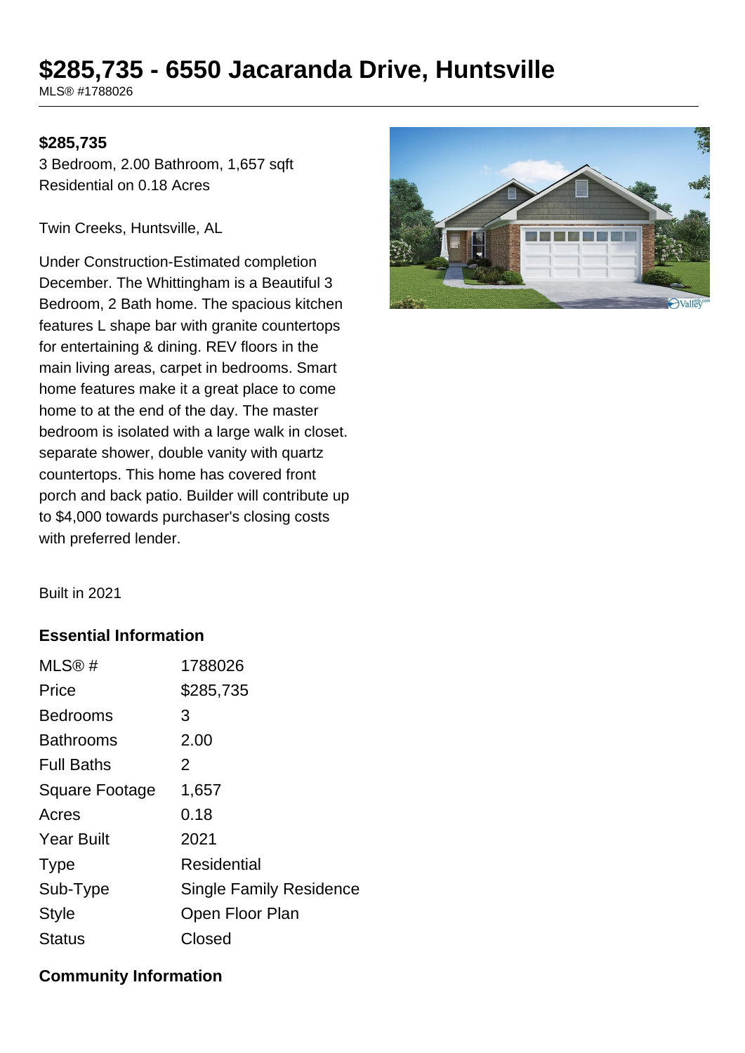# $285,735 - 6550 Jacaranda Drive, Huntsville

MLS® #1788026

**$285,735**

3 Bedroom, 2.00 Bathroom, 1,657 sqft
Residential on 0.18 Acres

Twin Creeks, Huntsville, AL

Under Construction-Estimated completion December. The Whittingham is a Beautiful 3 Bedroom, 2 Bath home. The spacious kitchen features L shape bar with granite countertops for entertaining & dining. REV floors in the main living areas, carpet in bedrooms. Smart home features make it a great place to come home to at the end of the day. The master bedroom is isolated with a large walk in closet. separate shower, double vanity with quartz countertops. This home has covered front porch and back patio. Builder will contribute up to $4,000 towards purchaser's closing costs with preferred lender.

Built in 2021

## Essential Information

| | |
|---|---|
| MLS® # | 1788026 |
| Price | $285,735 |
| Bedrooms | 3 |
| Bathrooms | 2.00 |
| Full Baths | 2 |
| Square Footage | 1,657 |
| Acres | 0.18 |
| Year Built | 2021 |
| Type | Residential |
| Sub-Type | Single Family Residence |
| Style | Open Floor Plan |
| Status | Closed |

## Community Information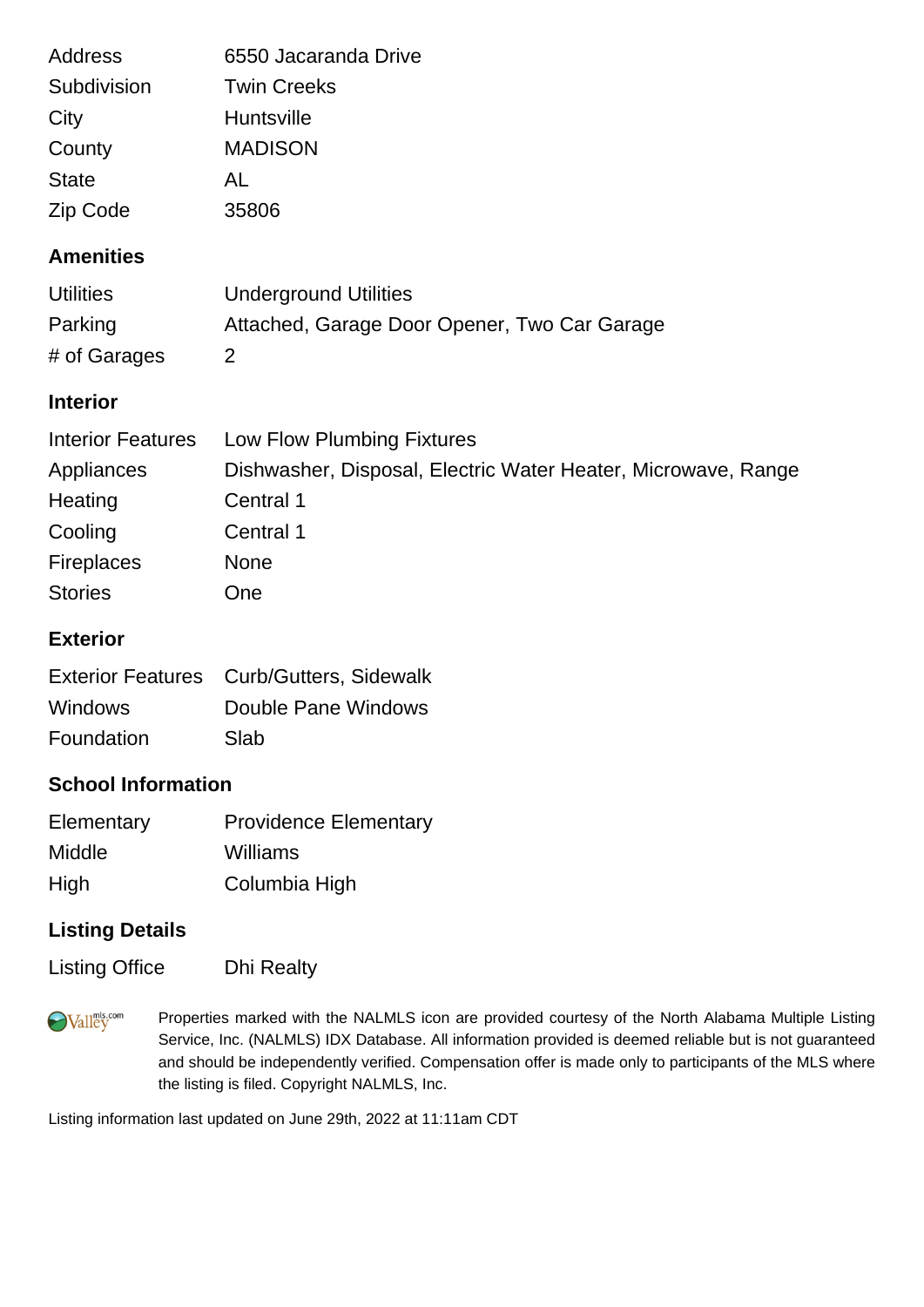| | |
|---|---|
| Address | 6550 Jacaranda Drive |
| Subdivision | Twin Creeks |
| City | Huntsville |
| County | MADISON |
| State | AL |
| Zip Code | 35806 |

### Amenities

| | |
|---|---|
| Utilities | Underground Utilities |
| Parking | Attached, Garage Door Opener, Two Car Garage |
| # of Garages | 2 |

### Interior

| | |
|---|---|
| Interior Features | Low Flow Plumbing Fixtures |
| Appliances | Dishwasher, Disposal, Electric Water Heater, Microwave, Range |
| Heating | Central 1 |
| Cooling | Central 1 |
| Fireplaces | None |
| Stories | One |

### Exterior

| | |
|---|---|
| Exterior Features | Curb/Gutters, Sidewalk |
| Windows | Double Pane Windows |
| Foundation | Slab |

### School Information

| | |
|---|---|
| Elementary | Providence Elementary |
| Middle | Williams |
| High | Columbia High |

### Listing Details

| | |
|---|---|
| Listing Office | Dhi Realty |

Properties marked with the NALMLS icon are provided courtesy of the North Alabama Multiple Listing Service, Inc. (NALMLS) IDX Database. All information provided is deemed reliable but is not guaranteed and should be independently verified. Compensation offer is made only to participants of the MLS where the listing is filed. Copyright NALMLS, Inc.

Listing information last updated on June 29th, 2022 at 11:11am CDT